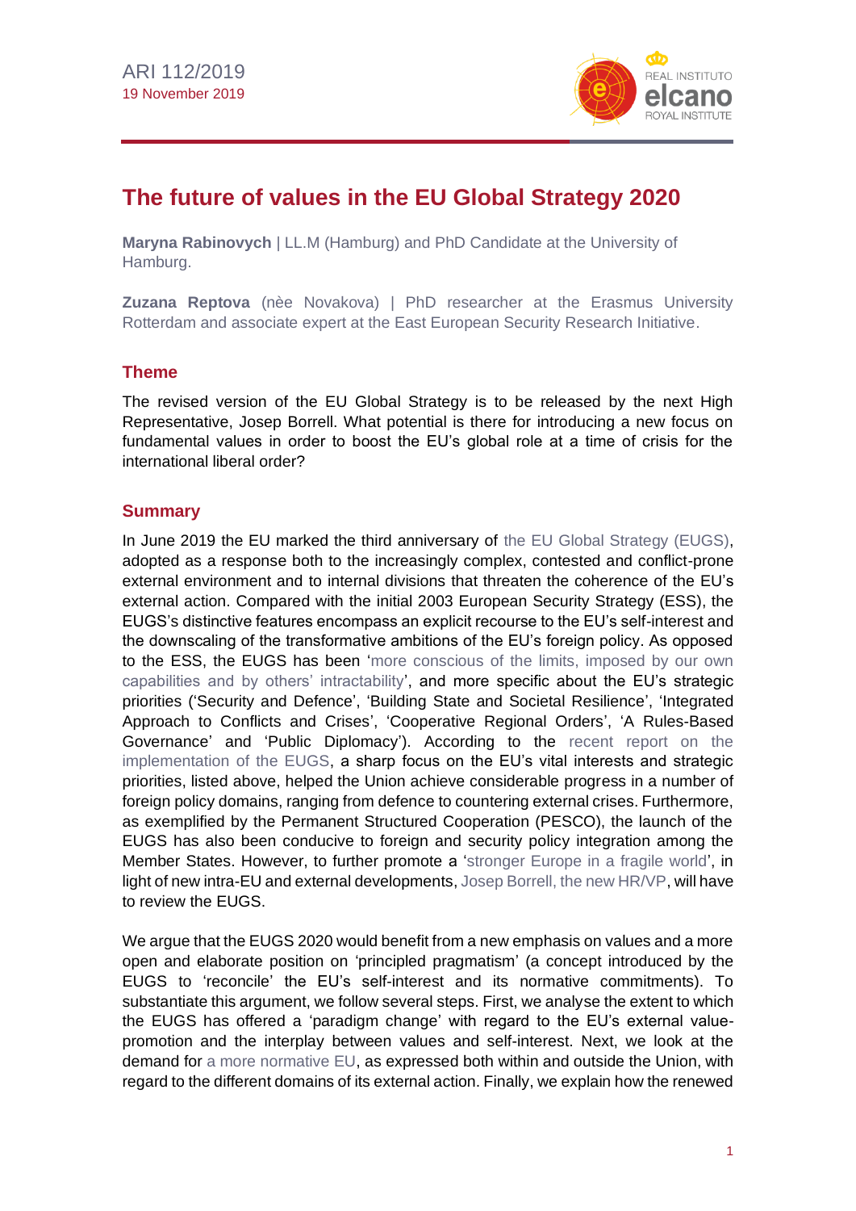ARI 112/2019
19 November 2019

# The future of values in the EU Global Strategy 2020

**Maryna Rabinovych** | LL.M (Hamburg) and PhD Candidate at the University of Hamburg.

**Zuzana Reptova** (nèe Novakova) | PhD researcher at the Erasmus University Rotterdam and associate expert at the East European Security Research Initiative.

## Theme

The revised version of the EU Global Strategy is to be released by the next High Representative, Josep Borrell. What potential is there for introducing a new focus on fundamental values in order to boost the EU's global role at a time of crisis for the international liberal order?

## Summary

In June 2019 the EU marked the third anniversary of the EU Global Strategy (EUGS), adopted as a response both to the increasingly complex, contested and conflict-prone external environment and to internal divisions that threaten the coherence of the EU's external action. Compared with the initial 2003 European Security Strategy (ESS), the EUGS's distinctive features encompass an explicit recourse to the EU's self-interest and the downscaling of the transformative ambitions of the EU's foreign policy. As opposed to the ESS, the EUGS has been 'more conscious of the limits, imposed by our own capabilities and by others' intractability', and more specific about the EU's strategic priorities ('Security and Defence', 'Building State and Societal Resilience', 'Integrated Approach to Conflicts and Crises', 'Cooperative Regional Orders', 'A Rules-Based Governance' and 'Public Diplomacy'). According to the recent report on the implementation of the EUGS, a sharp focus on the EU's vital interests and strategic priorities, listed above, helped the Union achieve considerable progress in a number of foreign policy domains, ranging from defence to countering external crises. Furthermore, as exemplified by the Permanent Structured Cooperation (PESCO), the launch of the EUGS has also been conducive to foreign and security policy integration among the Member States. However, to further promote a 'stronger Europe in a fragile world', in light of new intra-EU and external developments, Josep Borrell, the new HR/VP, will have to review the EUGS.

We argue that the EUGS 2020 would benefit from a new emphasis on values and a more open and elaborate position on 'principled pragmatism' (a concept introduced by the EUGS to 'reconcile' the EU's self-interest and its normative commitments). To substantiate this argument, we follow several steps. First, we analyse the extent to which the EUGS has offered a 'paradigm change' with regard to the EU's external value-promotion and the interplay between values and self-interest. Next, we look at the demand for a more normative EU, as expressed both within and outside the Union, with regard to the different domains of its external action. Finally, we explain how the renewed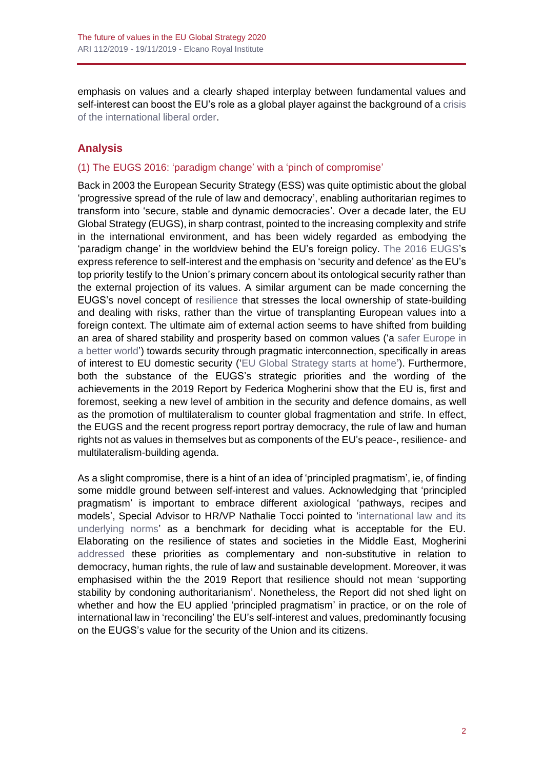emphasis on values and a clearly shaped interplay between fundamental values and self-interest can boost the EU's role as a global player against the background of a crisis of the international liberal order.

## Analysis

### (1) The EUGS 2016: 'paradigm change' with a 'pinch of compromise'

Back in 2003 the European Security Strategy (ESS) was quite optimistic about the global 'progressive spread of the rule of law and democracy', enabling authoritarian regimes to transform into 'secure, stable and dynamic democracies'. Over a decade later, the EU Global Strategy (EUGS), in sharp contrast, pointed to the increasing complexity and strife in the international environment, and has been widely regarded as embodying the 'paradigm change' in the worldview behind the EU's foreign policy. The 2016 EUGS's express reference to self-interest and the emphasis on 'security and defence' as the EU's top priority testify to the Union's primary concern about its ontological security rather than the external projection of its values. A similar argument can be made concerning the EUGS's novel concept of resilience that stresses the local ownership of state-building and dealing with risks, rather than the virtue of transplanting European values into a foreign context. The ultimate aim of external action seems to have shifted from building an area of shared stability and prosperity based on common values ('a safer Europe in a better world') towards security through pragmatic interconnection, specifically in areas of interest to EU domestic security ('EU Global Strategy starts at home'). Furthermore, both the substance of the EUGS's strategic priorities and the wording of the achievements in the 2019 Report by Federica Mogherini show that the EU is, first and foremost, seeking a new level of ambition in the security and defence domains, as well as the promotion of multilateralism to counter global fragmentation and strife. In effect, the EUGS and the recent progress report portray democracy, the rule of law and human rights not as values in themselves but as components of the EU's peace-, resilience- and multilateralism-building agenda.

As a slight compromise, there is a hint of an idea of 'principled pragmatism', ie, of finding some middle ground between self-interest and values. Acknowledging that 'principled pragmatism' is important to embrace different axiological 'pathways, recipes and models', Special Advisor to HR/VP Nathalie Tocci pointed to 'international law and its underlying norms' as a benchmark for deciding what is acceptable for the EU. Elaborating on the resilience of states and societies in the Middle East, Mogherini addressed these priorities as complementary and non-substitutive in relation to democracy, human rights, the rule of law and sustainable development. Moreover, it was emphasised within the the 2019 Report that resilience should not mean 'supporting stability by condoning authoritarianism'. Nonetheless, the Report did not shed light on whether and how the EU applied 'principled pragmatism' in practice, or on the role of international law in 'reconciling' the EU's self-interest and values, predominantly focusing on the EUGS's value for the security of the Union and its citizens.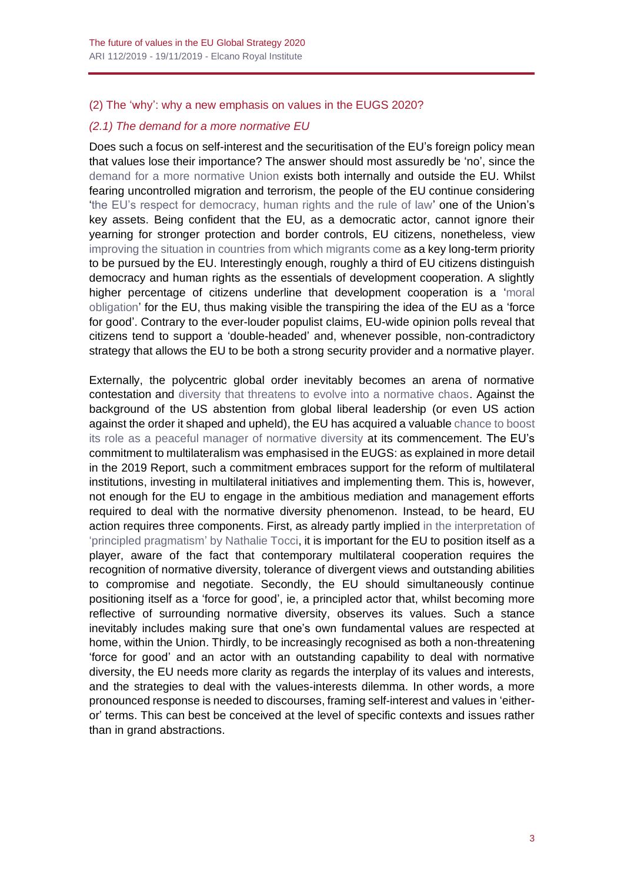## (2) The 'why': why a new emphasis on values in the EUGS 2020?

### *(2.1) The demand for a more normative EU*

Does such a focus on self-interest and the securitisation of the EU's foreign policy mean that values lose their importance? The answer should most assuredly be 'no', since the demand for a more normative Union exists both internally and outside the EU. Whilst fearing uncontrolled migration and terrorism, the people of the EU continue considering 'the EU's respect for democracy, human rights and the rule of law' one of the Union's key assets. Being confident that the EU, as a democratic actor, cannot ignore their yearning for stronger protection and border controls, EU citizens, nonetheless, view improving the situation in countries from which migrants come as a key long-term priority to be pursued by the EU. Interestingly enough, roughly a third of EU citizens distinguish democracy and human rights as the essentials of development cooperation. A slightly higher percentage of citizens underline that development cooperation is a 'moral obligation' for the EU, thus making visible the transpiring the idea of the EU as a 'force for good'. Contrary to the ever-louder populist claims, EU-wide opinion polls reveal that citizens tend to support a 'double-headed' and, whenever possible, non-contradictory strategy that allows the EU to be both a strong security provider and a normative player.

Externally, the polycentric global order inevitably becomes an arena of normative contestation and diversity that threatens to evolve into a normative chaos. Against the background of the US abstention from global liberal leadership (or even US action against the order it shaped and upheld), the EU has acquired a valuable chance to boost its role as a peaceful manager of normative diversity at its commencement. The EU's commitment to multilateralism was emphasised in the EUGS: as explained in more detail in the 2019 Report, such a commitment embraces support for the reform of multilateral institutions, investing in multilateral initiatives and implementing them. This is, however, not enough for the EU to engage in the ambitious mediation and management efforts required to deal with the normative diversity phenomenon. Instead, to be heard, EU action requires three components. First, as already partly implied in the interpretation of 'principled pragmatism' by Nathalie Tocci, it is important for the EU to position itself as a player, aware of the fact that contemporary multilateral cooperation requires the recognition of normative diversity, tolerance of divergent views and outstanding abilities to compromise and negotiate. Secondly, the EU should simultaneously continue positioning itself as a 'force for good', ie, a principled actor that, whilst becoming more reflective of surrounding normative diversity, observes its values. Such a stance inevitably includes making sure that one's own fundamental values are respected at home, within the Union. Thirdly, to be increasingly recognised as both a non-threatening 'force for good' and an actor with an outstanding capability to deal with normative diversity, the EU needs more clarity as regards the interplay of its values and interests, and the strategies to deal with the values-interests dilemma. In other words, a more pronounced response is needed to discourses, framing self-interest and values in 'either-or' terms. This can best be conceived at the level of specific contexts and issues rather than in grand abstractions.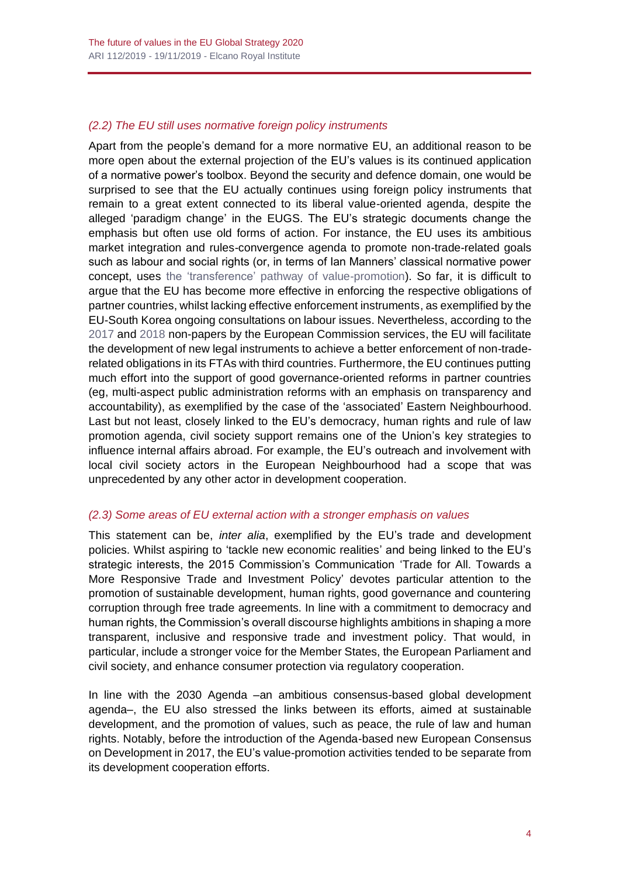### *(2.2) The EU still uses normative foreign policy instruments*

Apart from the people's demand for a more normative EU, an additional reason to be more open about the external projection of the EU's values is its continued application of a normative power's toolbox. Beyond the security and defence domain, one would be surprised to see that the EU actually continues using foreign policy instruments that remain to a great extent connected to its liberal value-oriented agenda, despite the alleged 'paradigm change' in the EUGS. The EU's strategic documents change the emphasis but often use old forms of action. For instance, the EU uses its ambitious market integration and rules-convergence agenda to promote non-trade-related goals such as labour and social rights (or, in terms of Ian Manners' classical normative power concept, uses the 'transference' pathway of value-promotion). So far, it is difficult to argue that the EU has become more effective in enforcing the respective obligations of partner countries, whilst lacking effective enforcement instruments, as exemplified by the EU-South Korea ongoing consultations on labour issues. Nevertheless, according to the 2017 and 2018 non-papers by the European Commission services, the EU will facilitate the development of new legal instruments to achieve a better enforcement of non-trade-related obligations in its FTAs with third countries. Furthermore, the EU continues putting much effort into the support of good governance-oriented reforms in partner countries (eg, multi-aspect public administration reforms with an emphasis on transparency and accountability), as exemplified by the case of the 'associated' Eastern Neighbourhood. Last but not least, closely linked to the EU's democracy, human rights and rule of law promotion agenda, civil society support remains one of the Union's key strategies to influence internal affairs abroad. For example, the EU's outreach and involvement with local civil society actors in the European Neighbourhood had a scope that was unprecedented by any other actor in development cooperation.

### *(2.3) Some areas of EU external action with a stronger emphasis on values*

This statement can be, *inter alia*, exemplified by the EU's trade and development policies. Whilst aspiring to 'tackle new economic realities' and being linked to the EU's strategic interests, the 2015 Commission's Communication 'Trade for All. Towards a More Responsive Trade and Investment Policy' devotes particular attention to the promotion of sustainable development, human rights, good governance and countering corruption through free trade agreements. In line with a commitment to democracy and human rights, the Commission's overall discourse highlights ambitions in shaping a more transparent, inclusive and responsive trade and investment policy. That would, in particular, include a stronger voice for the Member States, the European Parliament and civil society, and enhance consumer protection via regulatory cooperation.

In line with the 2030 Agenda –an ambitious consensus-based global development agenda–, the EU also stressed the links between its efforts, aimed at sustainable development, and the promotion of values, such as peace, the rule of law and human rights. Notably, before the introduction of the Agenda-based new European Consensus on Development in 2017, the EU's value-promotion activities tended to be separate from its development cooperation efforts.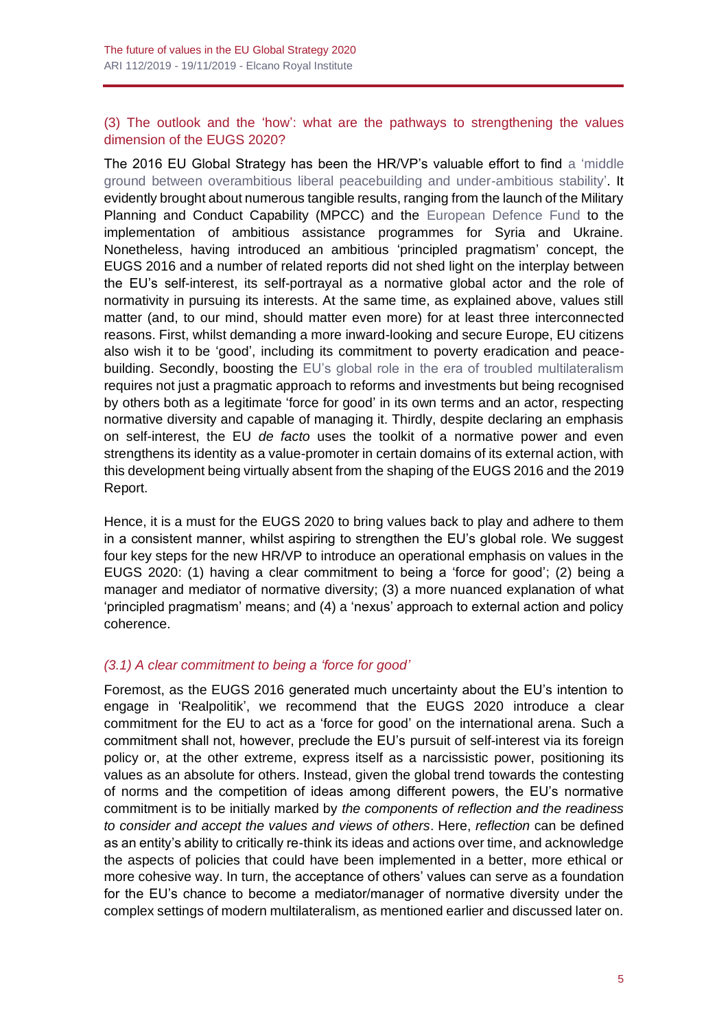## (3) The outlook and the 'how': what are the pathways to strengthening the values dimension of the EUGS 2020?

The 2016 EU Global Strategy has been the HR/VP's valuable effort to find a 'middle ground between overambitious liberal peacebuilding and under-ambitious stability'. It evidently brought about numerous tangible results, ranging from the launch of the Military Planning and Conduct Capability (MPCC) and the European Defence Fund to the implementation of ambitious assistance programmes for Syria and Ukraine. Nonetheless, having introduced an ambitious 'principled pragmatism' concept, the EUGS 2016 and a number of related reports did not shed light on the interplay between the EU's self-interest, its self-portrayal as a normative global actor and the role of normativity in pursuing its interests. At the same time, as explained above, values still matter (and, to our mind, should matter even more) for at least three interconnected reasons. First, whilst demanding a more inward-looking and secure Europe, EU citizens also wish it to be 'good', including its commitment to poverty eradication and peace-building. Secondly, boosting the EU's global role in the era of troubled multilateralism requires not just a pragmatic approach to reforms and investments but being recognised by others both as a legitimate 'force for good' in its own terms and an actor, respecting normative diversity and capable of managing it. Thirdly, despite declaring an emphasis on self-interest, the EU *de facto* uses the toolkit of a normative power and even strengthens its identity as a value-promoter in certain domains of its external action, with this development being virtually absent from the shaping of the EUGS 2016 and the 2019 Report.

Hence, it is a must for the EUGS 2020 to bring values back to play and adhere to them in a consistent manner, whilst aspiring to strengthen the EU's global role. We suggest four key steps for the new HR/VP to introduce an operational emphasis on values in the EUGS 2020: (1) having a clear commitment to being a 'force for good'; (2) being a manager and mediator of normative diversity; (3) a more nuanced explanation of what 'principled pragmatism' means; and (4) a 'nexus' approach to external action and policy coherence.

### *(3.1) A clear commitment to being a 'force for good'*

Foremost, as the EUGS 2016 generated much uncertainty about the EU's intention to engage in 'Realpolitik', we recommend that the EUGS 2020 introduce a clear commitment for the EU to act as a 'force for good' on the international arena. Such a commitment shall not, however, preclude the EU's pursuit of self-interest via its foreign policy or, at the other extreme, express itself as a narcissistic power, positioning its values as an absolute for others. Instead, given the global trend towards the contesting of norms and the competition of ideas among different powers, the EU's normative commitment is to be initially marked by *the components of reflection and the readiness to consider and accept the values and views of others*. Here, *reflection* can be defined as an entity's ability to critically re-think its ideas and actions over time, and acknowledge the aspects of policies that could have been implemented in a better, more ethical or more cohesive way. In turn, the acceptance of others' values can serve as a foundation for the EU's chance to become a mediator/manager of normative diversity under the complex settings of modern multilateralism, as mentioned earlier and discussed later on.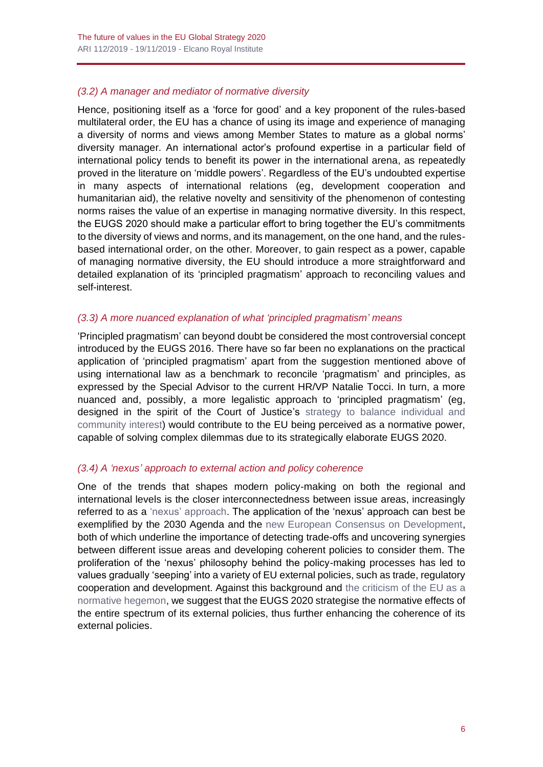### *(3.2) A manager and mediator of normative diversity*

Hence, positioning itself as a 'force for good' and a key proponent of the rules-based multilateral order, the EU has a chance of using its image and experience of managing a diversity of norms and views among Member States to mature as a global norms' diversity manager. An international actor's profound expertise in a particular field of international policy tends to benefit its power in the international arena, as repeatedly proved in the literature on 'middle powers'. Regardless of the EU's undoubted expertise in many aspects of international relations (eg, development cooperation and humanitarian aid), the relative novelty and sensitivity of the phenomenon of contesting norms raises the value of an expertise in managing normative diversity. In this respect, the EUGS 2020 should make a particular effort to bring together the EU's commitments to the diversity of views and norms, and its management, on the one hand, and the rules-based international order, on the other. Moreover, to gain respect as a power, capable of managing normative diversity, the EU should introduce a more straightforward and detailed explanation of its 'principled pragmatism' approach to reconciling values and self-interest.

### *(3.3) A more nuanced explanation of what 'principled pragmatism' means*

'Principled pragmatism' can beyond doubt be considered the most controversial concept introduced by the EUGS 2016. There have so far been no explanations on the practical application of 'principled pragmatism' apart from the suggestion mentioned above of using international law as a benchmark to reconcile 'pragmatism' and principles, as expressed by the Special Advisor to the current HR/VP Natalie Tocci. In turn, a more nuanced and, possibly, a more legalistic approach to 'principled pragmatism' (eg, designed in the spirit of the Court of Justice's strategy to balance individual and community interest) would contribute to the EU being perceived as a normative power, capable of solving complex dilemmas due to its strategically elaborate EUGS 2020.

### *(3.4) A 'nexus' approach to external action and policy coherence*

One of the trends that shapes modern policy-making on both the regional and international levels is the closer interconnectedness between issue areas, increasingly referred to as a 'nexus' approach. The application of the 'nexus' approach can best be exemplified by the 2030 Agenda and the new European Consensus on Development, both of which underline the importance of detecting trade-offs and uncovering synergies between different issue areas and developing coherent policies to consider them. The proliferation of the 'nexus' philosophy behind the policy-making processes has led to values gradually 'seeping' into a variety of EU external policies, such as trade, regulatory cooperation and development. Against this background and the criticism of the EU as a normative hegemon, we suggest that the EUGS 2020 strategise the normative effects of the entire spectrum of its external policies, thus further enhancing the coherence of its external policies.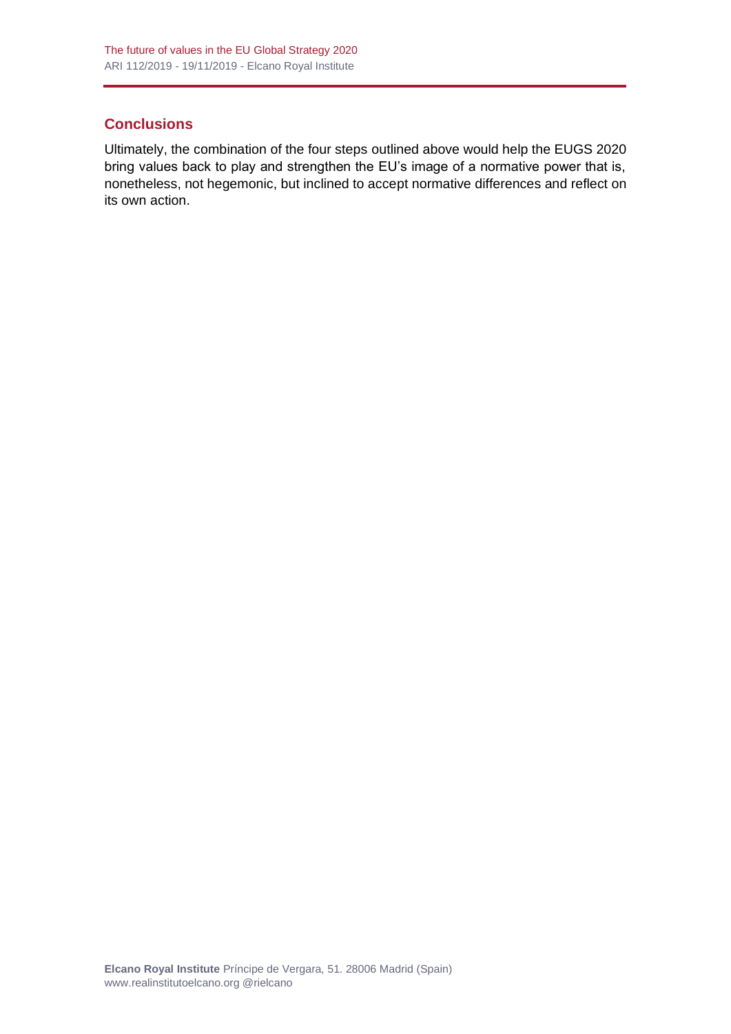## Conclusions

Ultimately, the combination of the four steps outlined above would help the EUGS 2020 bring values back to play and strengthen the EU's image of a normative power that is, nonetheless, not hegemonic, but inclined to accept normative differences and reflect on its own action.